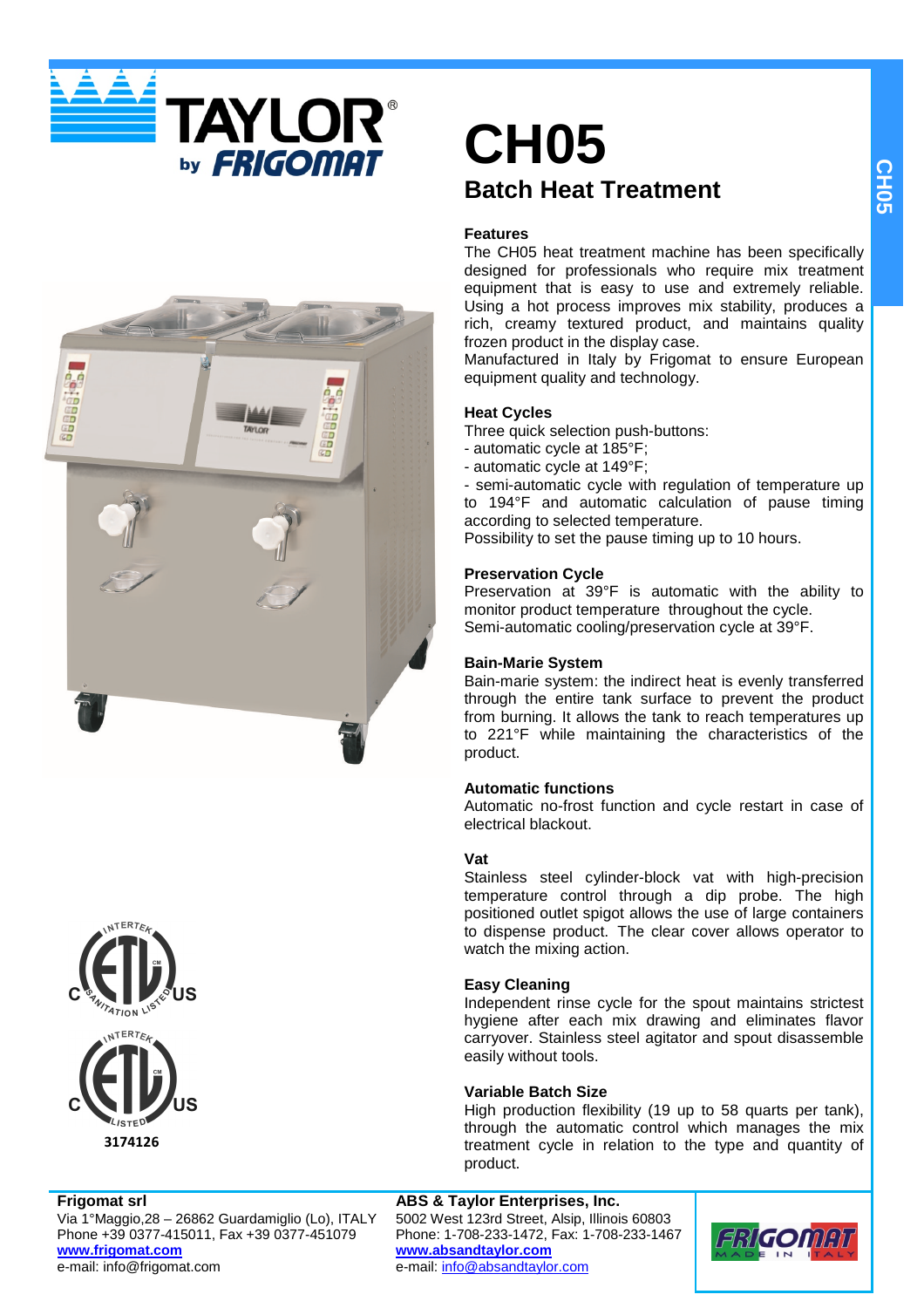# CH05

## Batch Heat Treatment

### Features

The CH05 heat treatment machine has been specifically designed for professionals who require mix treatment equipment that is easy to use and extremely reliable. Using a hot process improves mix stability, produces a rich, creamy textured product, and maintains quality frozen product in the display case.
Manufactured in Italy by Frigomat to ensure European equipment quality and technology.

### Heat Cycles

Three quick selection push-buttons:
- automatic cycle at 185°F;
- automatic cycle at 149°F;
- semi-automatic cycle with regulation of temperature up to 194°F and automatic calculation of pause timing according to selected temperature.

Possibility to set the pause timing up to 10 hours.

### Preservation Cycle

Preservation at 39°F is automatic with the ability to monitor product temperature throughout the cycle.
Semi-automatic cooling/preservation cycle at 39°F.

### Bain-Marie System

Bain-marie system: the indirect heat is evenly transferred through the entire tank surface to prevent the product from burning. It allows the tank to reach temperatures up to 221°F while maintaining the characteristics of the product.

### Automatic functions

Automatic no-frost function and cycle restart in case of electrical blackout.

### Vat

Stainless steel cylinder-block vat with high-precision temperature control through a dip probe. The high positioned outlet spigot allows the use of large containers to dispense product. The clear cover allows operator to watch the mixing action.

### Easy Cleaning

Independent rinse cycle for the spout maintains strictest hygiene after each mix drawing and eliminates flavor carryover. Stainless steel agitator and spout disassemble easily without tools.

### Variable Batch Size

High production flexibility (19 up to 58 quarts per tank), through the automatic control which manages the mix treatment cycle in relation to the type and quantity of product.

3174126

**Frigomat srl**
Via 1°Maggio,28 – 26862 Guardamiglio (Lo), ITALY
Phone +39 0377-415011, Fax +39 0377-451079
**www.frigomat.com**
e-mail: info@frigomat.com

**ABS & Taylor Enterprises, Inc.**
5002 West 123rd Street, Alsip, Illinois 60803
Phone: 1-708-233-1472, Fax: 1-708-233-1467
**www.absandtaylor.com**
e-mail: info@absandtaylor.com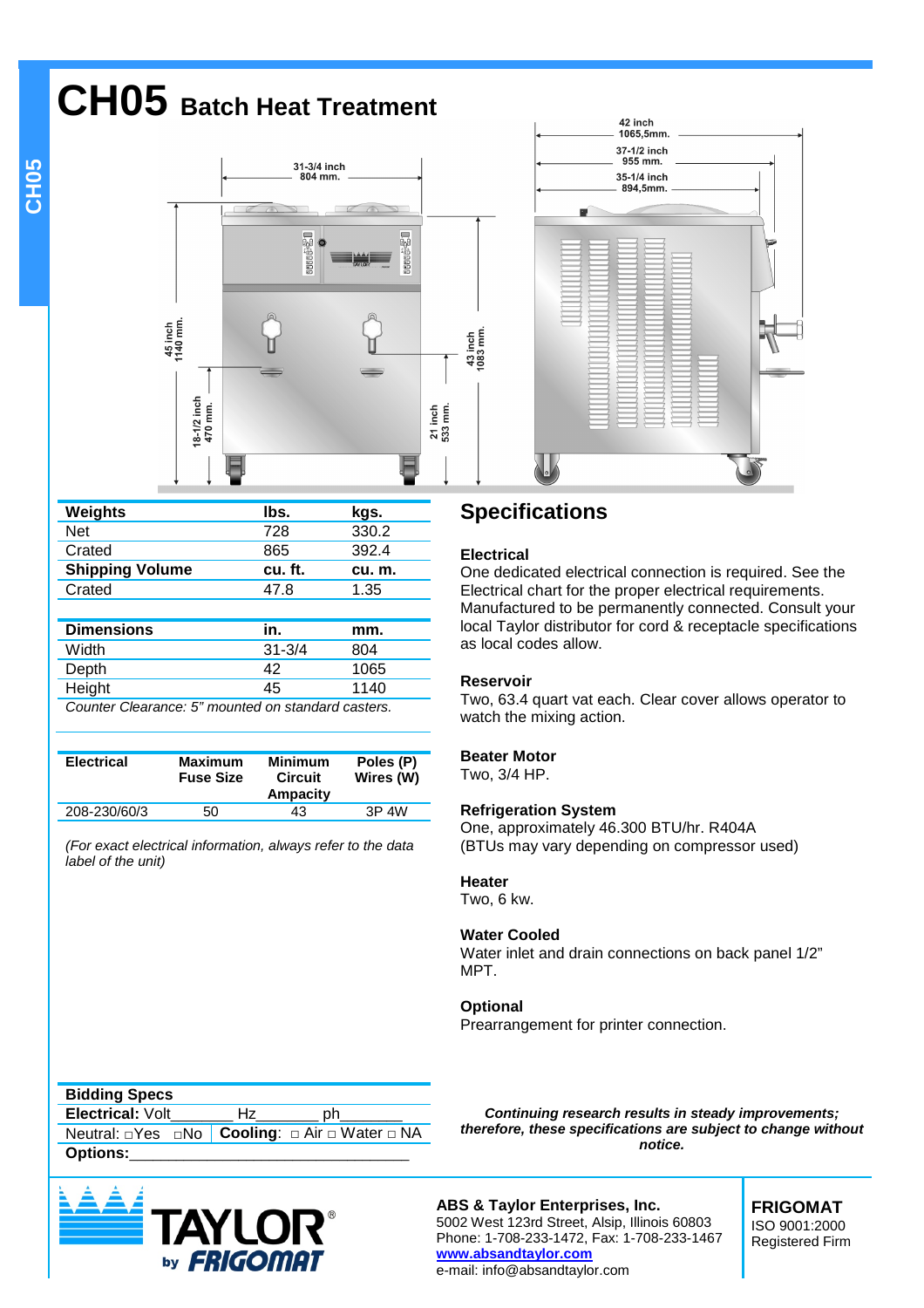# CH05 Batch Heat Treatment

31-3/4 inch
804 mm.

45 inch
1140 mm.

18-1/2 inch
470 mm.

43 inch
1083 mm.

21 inch
533 mm.

42 inch
1065,5mm.

37-1/2 inch
955 mm.

35-1/4 inch
894,5mm.

| Weights | lbs. | kgs. |
|---|---|---|
| Net | 728 | 330.2 |
| Crated | 865 | 392.4 |
| **Shipping Volume** | **cu. ft.** | **cu. m.** |
| Crated | 47.8 | 1.35 |

| Dimensions | in. | mm. |
|---|---|---|
| Width | 31-3/4 | 804 |
| Depth | 42 | 1065 |
| Height | 45 | 1140 |

*Counter Clearance: 5" mounted on standard casters.*

| Electrical | Maximum Fuse Size | Minimum Circuit Ampacity | Poles (P) Wires (W) |
|---|---|---|---|
| 208-230/60/3 | 50 | 43 | 3P 4W |

*(For exact electrical information, always refer to the data label of the unit)*

## Specifications

**Electrical**
One dedicated electrical connection is required. See the Electrical chart for the proper electrical requirements. Manufactured to be permanently connected. Consult your local Taylor distributor for cord & receptacle specifications as local codes allow.

**Reservoir**
Two, 63.4 quart vat each. Clear cover allows operator to watch the mixing action.

**Beater Motor**
Two, 3/4 HP.

**Refrigeration System**
One, approximately 46.300 BTU/hr. R404A
(BTUs may vary depending on compressor used)

**Heater**
Two, 6 kw.

**Water Cooled**
Water inlet and drain connections on back panel 1/2" MPT.

**Optional**
Prearrangement for printer connection.

**Bidding Specs**

**Electrical:** Volt\_\_\_\_\_\_\_ Hz\_\_\_\_\_\_\_ ph\_\_\_\_\_\_\_

Neutral: □Yes □No | **Cooling**: □ Air □ Water □ NA

**Options:**\_\_\_\_\_\_\_\_\_\_\_\_\_\_\_\_\_\_\_\_\_\_\_\_\_\_\_\_\_\_

***Continuing research results in steady improvements; therefore, these specifications are subject to change without notice.***

TAYLOR® by FRIGOMAT

**ABS & Taylor Enterprises, Inc.**
5002 West 123rd Street, Alsip, Illinois 60803
Phone: 1-708-233-1472, Fax: 1-708-233-1467
www.absandtaylor.com
e-mail: info@absandtaylor.com

**FRIGOMAT**
ISO 9001:2000
Registered Firm